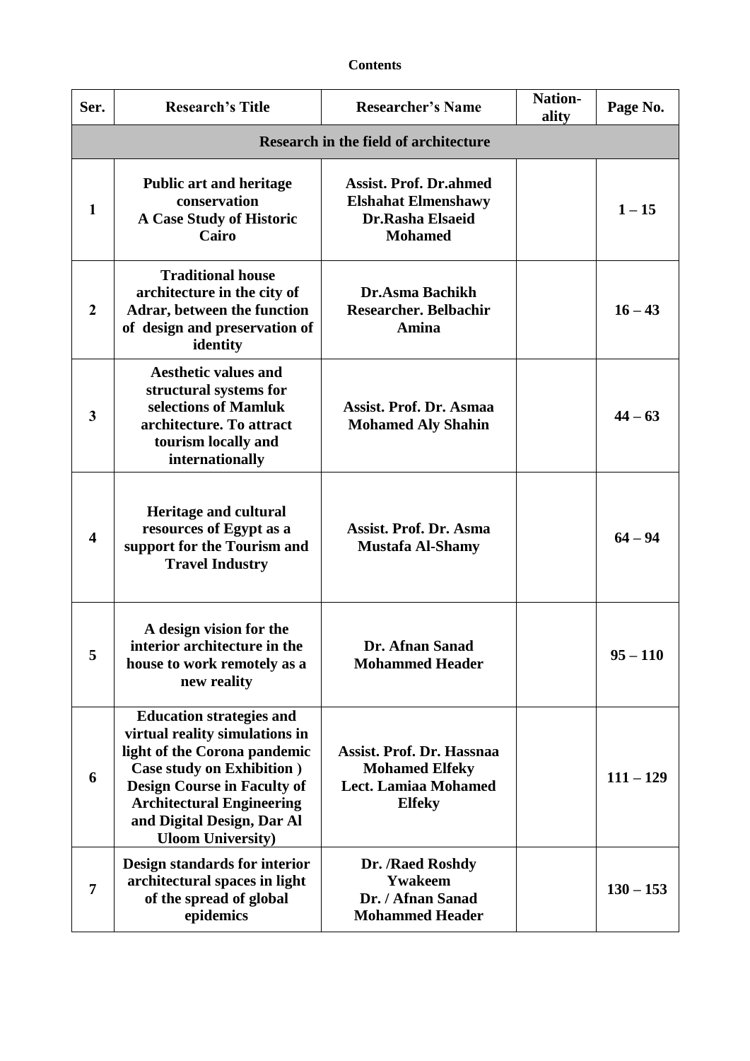# Contents

| Ser. | Research's Title | Researcher's Name | Nation-ality | Page No. |
|---|---|---|---|---|
| **Research in the field of architecture** | | | | |
| 1 | **Public art and heritage conservation A Case Study of Historic Cairo** | **Assist. Prof. Dr.ahmed Elshahat Elmenshawy Dr.Rasha Elsaeid Mohamed** | | **1 – 15** |
| 2 | **Traditional house architecture in the city of Adrar, between the function of design and preservation of identity** | **Dr.Asma Bachikh Researcher. Belbachir Amina** | | **16 – 43** |
| 3 | **Aesthetic values and structural systems for selections of Mamluk architecture. To attract tourism locally and internationally** | **Assist. Prof. Dr. Asmaa Mohamed Aly Shahin** | | **44 – 63** |
| 4 | **Heritage and cultural resources of Egypt as a support for the Tourism and Travel Industry** | **Assist. Prof. Dr. Asma Mustafa Al-Shamy** | | **64 – 94** |
| 5 | **A design vision for the interior architecture in the house to work remotely as a new reality** | **Dr. Afnan Sanad Mohammed Header** | | **95 – 110** |
| 6 | **Education strategies and virtual reality simulations in light of the Corona pandemic Case study on Exhibition ) Design Course in Faculty of Architectural Engineering and Digital Design, Dar Al Uloom University)** | **Assist. Prof. Dr. Hassnaa Mohamed Elfeky Lect. Lamiaa Mohamed Elfeky** | | **111 – 129** |
| 7 | **Design standards for interior architectural spaces in light of the spread of global epidemics** | **Dr. /Raed Roshdy Ywakeem Dr. / Afnan Sanad Mohammed Header** | | **130 – 153** |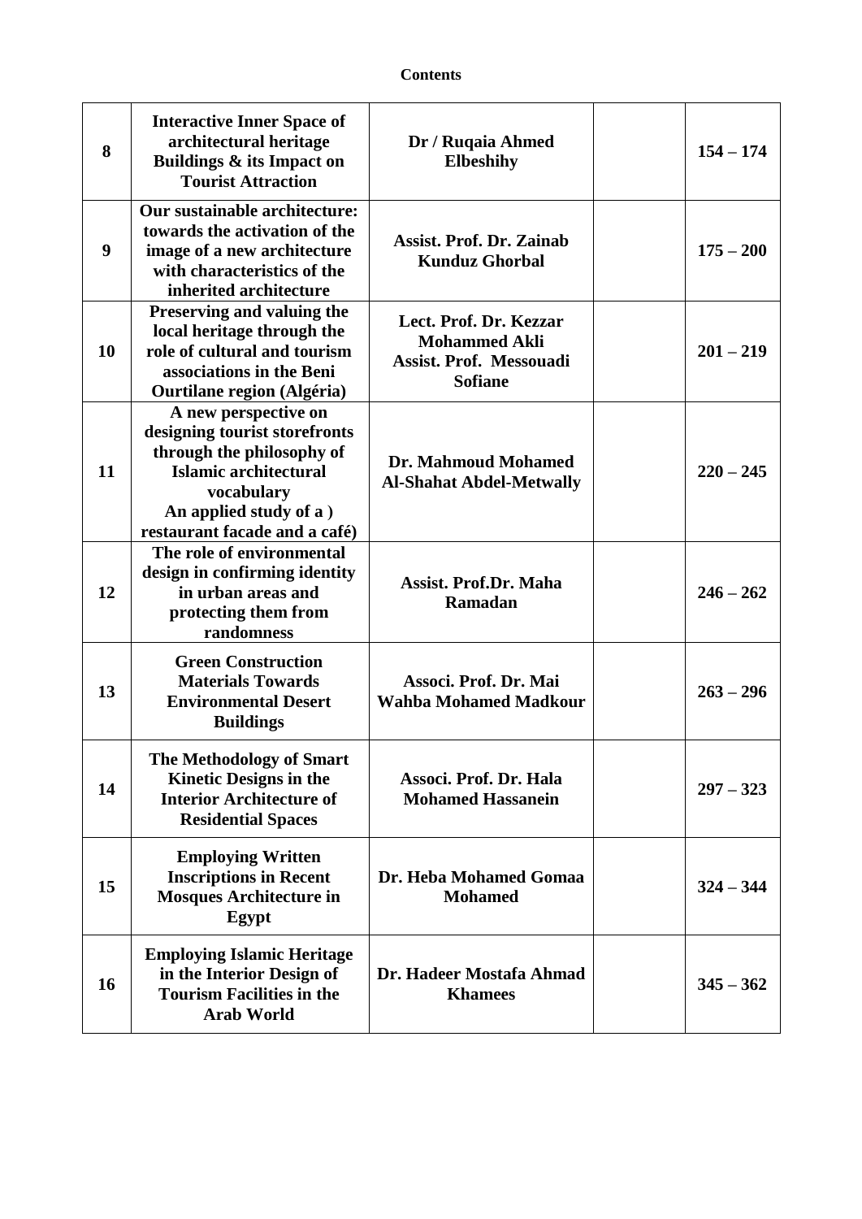**Contents**

| | | | | |
|---|---|---|---|---|
| **8** | **Interactive Inner Space of architectural heritage Buildings & its Impact on Tourist Attraction** | **Dr / Ruqaia Ahmed Elbeshihy** | | **154 – 174** |
| **9** | **Our sustainable architecture: towards the activation of the image of a new architecture with characteristics of the inherited architecture** | **Assist. Prof. Dr. Zainab Kunduz Ghorbal** | | **175 – 200** |
| **10** | **Preserving and valuing the local heritage through the role of cultural and tourism associations in the Beni Ourtilane region (Algéria)** | **Lect. Prof. Dr. Kezzar Mohammed Akli Assist. Prof. Messouadi Sofiane** | | **201 – 219** |
| **11** | **A new perspective on designing tourist storefronts through the philosophy of Islamic architectural vocabulary An applied study of a ) restaurant facade and a café)** | **Dr. Mahmoud Mohamed Al-Shahat Abdel-Metwally** | | **220 – 245** |
| **12** | **The role of environmental design in confirming identity in urban areas and protecting them from randomness** | **Assist. Prof.Dr. Maha Ramadan** | | **246 – 262** |
| **13** | **Green Construction Materials Towards Environmental Desert Buildings** | **Associ. Prof. Dr. Mai Wahba Mohamed Madkour** | | **263 – 296** |
| **14** | **The Methodology of Smart Kinetic Designs in the Interior Architecture of Residential Spaces** | **Associ. Prof. Dr. Hala Mohamed Hassanein** | | **297 – 323** |
| **15** | **Employing Written Inscriptions in Recent Mosques Architecture in Egypt** | **Dr. Heba Mohamed Gomaa Mohamed** | | **324 – 344** |
| **16** | **Employing Islamic Heritage in the Interior Design of Tourism Facilities in the Arab World** | **Dr. Hadeer Mostafa Ahmad Khamees** | | **345 – 362** |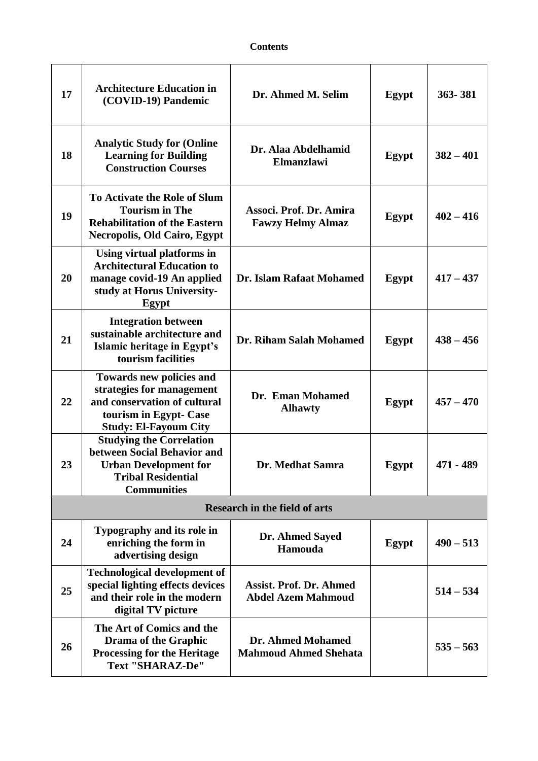**Contents**

| | | | | |
|---|---|---|---|---|
| **17** | **Architecture Education in (COVID-19) Pandemic** | **Dr. Ahmed M. Selim** | **Egypt** | **363- 381** |
| **18** | **Analytic Study for (Online Learning for Building Construction Courses** | **Dr. Alaa Abdelhamid Elmanzlawi** | **Egypt** | **382 – 401** |
| **19** | **To Activate the Role of Slum Tourism in The Rehabilitation of the Eastern Necropolis, Old Cairo, Egypt** | **Associ. Prof. Dr. Amira Fawzy Helmy Almaz** | **Egypt** | **402 – 416** |
| **20** | **Using virtual platforms in Architectural Education to manage covid-19 An applied study at Horus University-Egypt** | **Dr. Islam Rafaat Mohamed** | **Egypt** | **417 – 437** |
| **21** | **Integration between sustainable architecture and Islamic heritage in Egypt's tourism facilities** | **Dr. Riham Salah Mohamed** | **Egypt** | **438 – 456** |
| **22** | **Towards new policies and strategies for management and conservation of cultural tourism in Egypt- Case Study: El-Fayoum City** | **Dr. Eman Mohamed Alhawty** | **Egypt** | **457 – 470** |
| **23** | **Studying the Correlation between Social Behavior and Urban Development for Tribal Residential Communities** | **Dr. Medhat Samra** | **Egypt** | **471 - 489** |
| **Research in the field of arts** | | | | |
| **24** | **Typography and its role in enriching the form in advertising design** | **Dr. Ahmed Sayed Hamouda** | **Egypt** | **490 – 513** |
| **25** | **Technological development of special lighting effects devices and their role in the modern digital TV picture** | **Assist. Prof. Dr. Ahmed Abdel Azem Mahmoud** | | **514 – 534** |
| **26** | **The Art of Comics and the Drama of the Graphic Processing for the Heritage Text "SHARAZ-De"** | **Dr. Ahmed Mohamed Mahmoud Ahmed Shehata** | | **535 – 563** |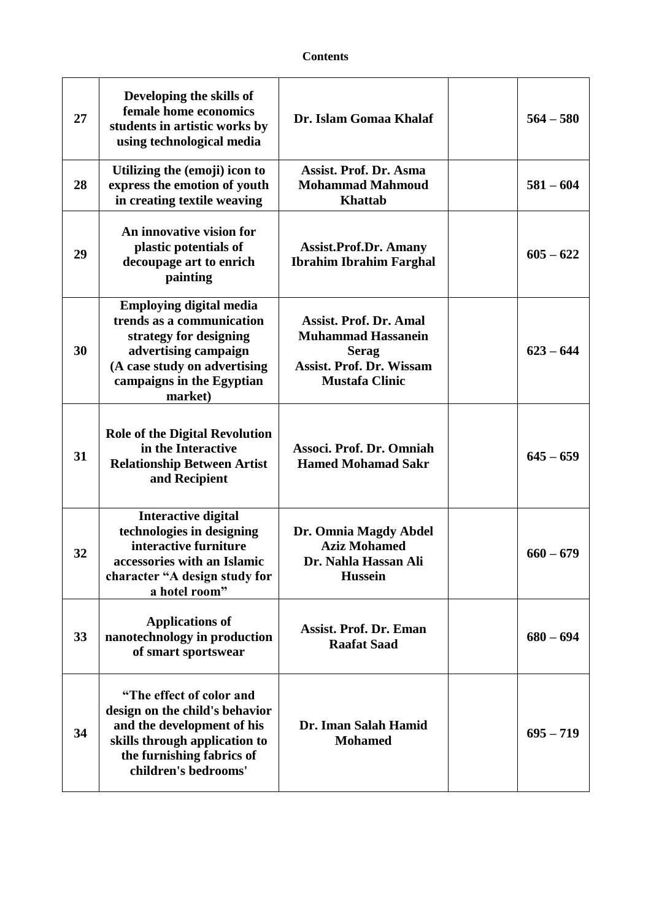**Contents**

| | | | | |
|---|---|---|---|---|
| **27** | **Developing the skills of female home economics students in artistic works by using technological media** | **Dr. Islam Gomaa Khalaf** | | **564 – 580** |
| **28** | **Utilizing the (emoji) icon to express the emotion of youth in creating textile weaving** | **Assist. Prof. Dr. Asma Mohammad Mahmoud Khattab** | | **581 – 604** |
| **29** | **An innovative vision for plastic potentials of decoupage art to enrich painting** | **Assist.Prof.Dr. Amany Ibrahim Ibrahim Farghal** | | **605 – 622** |
| **30** | **Employing digital media trends as a communication strategy for designing advertising campaign (A case study on advertising campaigns in the Egyptian market)** | **Assist. Prof. Dr. Amal Muhammad Hassanein Serag**<br>**Assist. Prof. Dr. Wissam Mustafa Clinic** | | **623 – 644** |
| **31** | **Role of the Digital Revolution in the Interactive Relationship Between Artist and Recipient** | **Associ. Prof. Dr. Omniah Hamed Mohamad Sakr** | | **645 – 659** |
| **32** | **Interactive digital technologies in designing interactive furniture accessories with an Islamic character "A design study for a hotel room"** | **Dr. Omnia Magdy Abdel Aziz Mohamed**<br>**Dr. Nahla Hassan Ali Hussein** | | **660 – 679** |
| **33** | **Applications of nanotechnology in production of smart sportswear** | **Assist. Prof. Dr. Eman Raafat Saad** | | **680 – 694** |
| **34** | **"The effect of color and design on the child's behavior and the development of his skills through application to the furnishing fabrics of children's bedrooms'** | **Dr. Iman Salah Hamid Mohamed** | | **695 – 719** |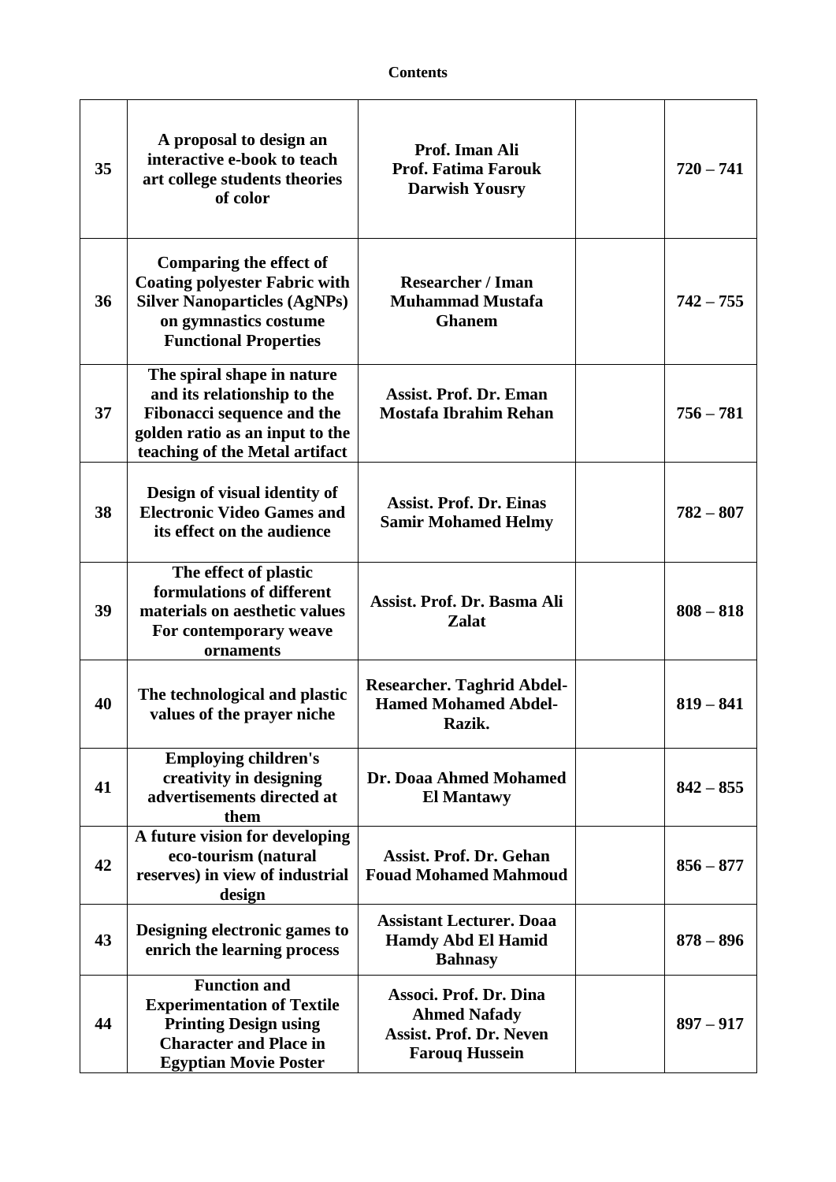**Contents**

| | | | | |
|---|---|---|---|---|
| **35** | **A proposal to design an interactive e-book to teach art college students theories of color** | **Prof. Iman Ali**<br>**Prof. Fatima Farouk**<br>**Darwish Yousry** | | **720 – 741** |
| **36** | **Comparing the effect of Coating polyester Fabric with Silver Nanoparticles (AgNPs) on gymnastics costume Functional Properties** | **Researcher / Iman Muhammad Mustafa Ghanem** | | **742 – 755** |
| **37** | **The spiral shape in nature and its relationship to the Fibonacci sequence and the golden ratio as an input to the teaching of the Metal artifact** | **Assist. Prof. Dr. Eman Mostafa Ibrahim Rehan** | | **756 – 781** |
| **38** | **Design of visual identity of Electronic Video Games and its effect on the audience** | **Assist. Prof. Dr. Einas Samir Mohamed Helmy** | | **782 – 807** |
| **39** | **The effect of plastic formulations of different materials on aesthetic values For contemporary weave ornaments** | **Assist. Prof. Dr. Basma Ali Zalat** | | **808 – 818** |
| **40** | **The technological and plastic values of the prayer niche** | **Researcher. Taghrid Abdel-Hamed Mohamed Abdel-Razik.** | | **819 – 841** |
| **41** | **Employing children's creativity in designing advertisements directed at them** | **Dr. Doaa Ahmed Mohamed El Mantawy** | | **842 – 855** |
| **42** | **A future vision for developing eco-tourism (natural reserves) in view of industrial design** | **Assist. Prof. Dr. Gehan Fouad Mohamed Mahmoud** | | **856 – 877** |
| **43** | **Designing electronic games to enrich the learning process** | **Assistant Lecturer. Doaa Hamdy Abd El Hamid Bahnasy** | | **878 – 896** |
| **44** | **Function and Experimentation of Textile Printing Design using Character and Place in Egyptian Movie Poster** | **Associ. Prof. Dr. Dina Ahmed Nafady**<br>**Assist. Prof. Dr. Neven Farouq Hussein** | | **897 – 917** |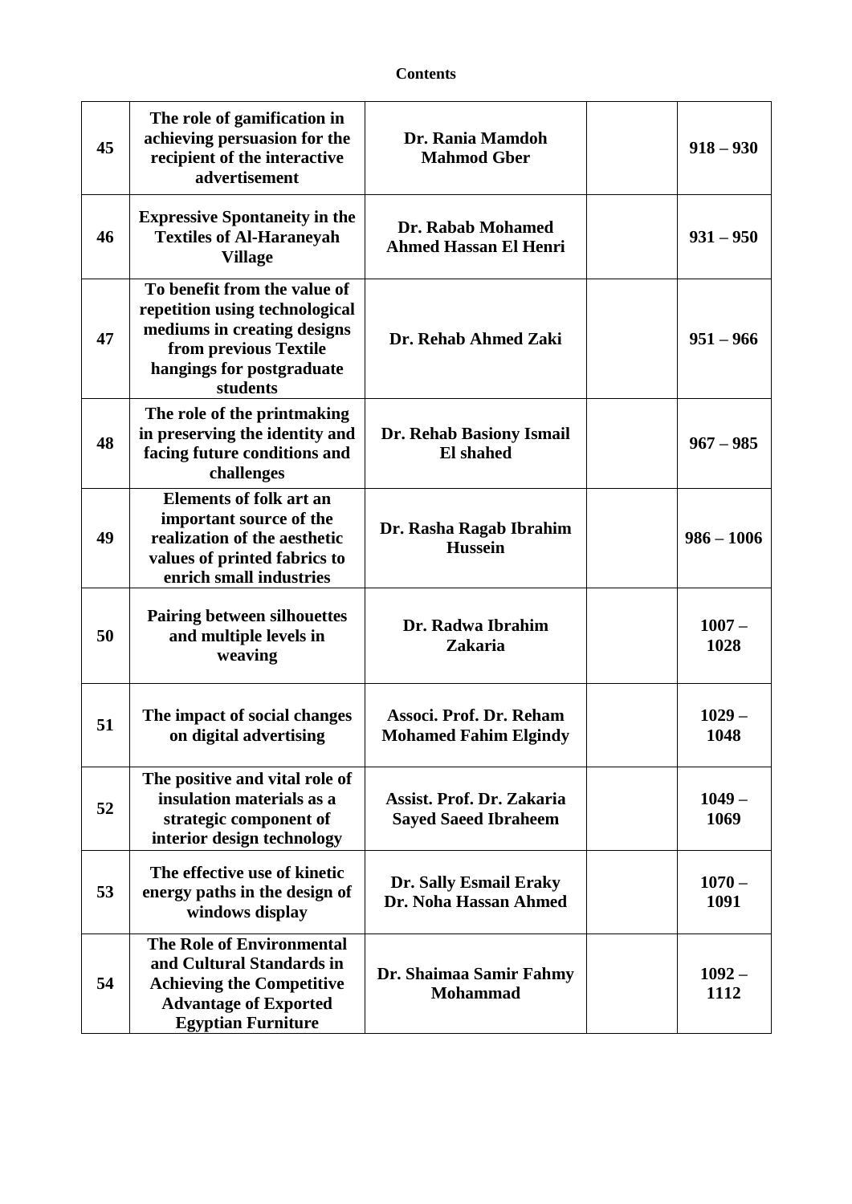**Contents**

| | | | | |
|---|---|---|---|---|
| **45** | **The role of gamification in achieving persuasion for the recipient of the interactive advertisement** | **Dr. Rania Mamdoh Mahmod Gber** | | **918 – 930** |
| **46** | **Expressive Spontaneity in the Textiles of Al-Haraneyah Village** | **Dr. Rabab Mohamed Ahmed Hassan El Henri** | | **931 – 950** |
| **47** | **To benefit from the value of repetition using technological mediums in creating designs from previous Textile hangings for postgraduate students** | **Dr. Rehab Ahmed Zaki** | | **951 – 966** |
| **48** | **The role of the printmaking in preserving the identity and facing future conditions and challenges** | **Dr. Rehab Basiony Ismail El shahed** | | **967 – 985** |
| **49** | **Elements of folk art an important source of the realization of the aesthetic values of printed fabrics to enrich small industries** | **Dr. Rasha Ragab Ibrahim Hussein** | | **986 – 1006** |
| **50** | **Pairing between silhouettes and multiple levels in weaving** | **Dr. Radwa Ibrahim Zakaria** | | **1007 – 1028** |
| **51** | **The impact of social changes on digital advertising** | **Associ. Prof. Dr. Reham Mohamed Fahim Elgindy** | | **1029 – 1048** |
| **52** | **The positive and vital role of insulation materials as a strategic component of interior design technology** | **Assist. Prof. Dr. Zakaria Sayed Saeed Ibraheem** | | **1049 – 1069** |
| **53** | **The effective use of kinetic energy paths in the design of windows display** | **Dr. Sally Esmail Eraky Dr. Noha Hassan Ahmed** | | **1070 – 1091** |
| **54** | **The Role of Environmental and Cultural Standards in Achieving the Competitive Advantage of Exported Egyptian Furniture** | **Dr. Shaimaa Samir Fahmy Mohammad** | | **1092 – 1112** |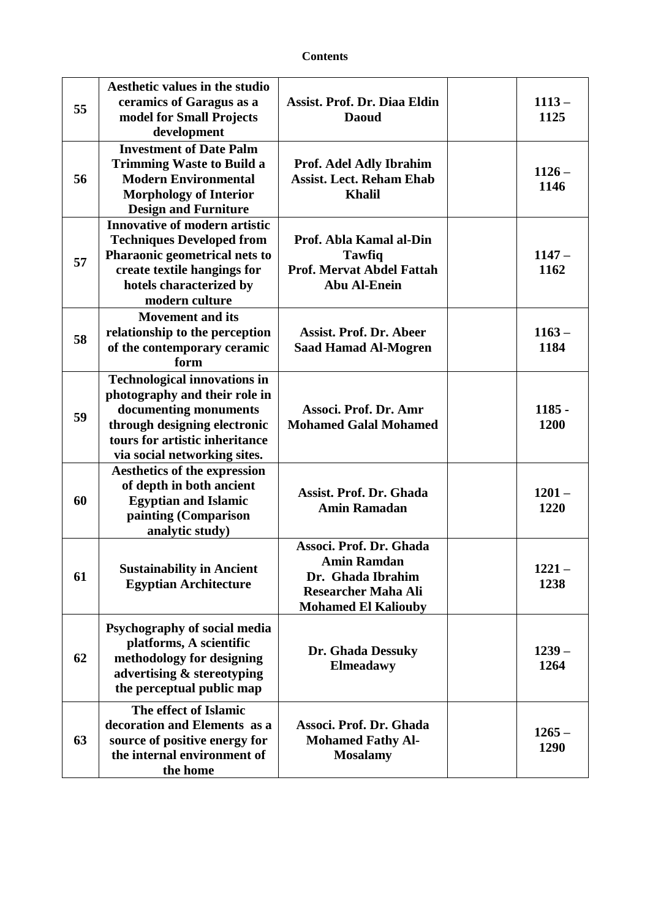**Contents**

| | | | | |
|---|---|---|---|---|
| **55** | **Aesthetic values in the studio ceramics of Garagus as a model for Small Projects development** | **Assist. Prof. Dr. Diaa Eldin Daoud** | | **1113 – 1125** |
| **56** | **Investment of Date Palm Trimming Waste to Build a Modern Environmental Morphology of Interior Design and Furniture** | **Prof. Adel Adly Ibrahim Assist. Lect. Reham Ehab Khalil** | | **1126 – 1146** |
| **57** | **Innovative of modern artistic Techniques Developed from Pharaonic geometrical nets to create textile hangings for hotels characterized by modern culture** | **Prof. Abla Kamal al-Din Tawfiq Prof. Mervat Abdel Fattah Abu Al-Enein** | | **1147 – 1162** |
| **58** | **Movement and its relationship to the perception of the contemporary ceramic form** | **Assist. Prof. Dr. Abeer Saad Hamad Al-Mogren** | | **1163 – 1184** |
| **59** | **Technological innovations in photography and their role in documenting monuments through designing electronic tours for artistic inheritance via social networking sites.** | **Associ. Prof. Dr. Amr Mohamed Galal Mohamed** | | **1185 - 1200** |
| **60** | **Aesthetics of the expression of depth in both ancient Egyptian and Islamic painting (Comparison analytic study)** | **Assist. Prof. Dr. Ghada Amin Ramadan** | | **1201 – 1220** |
| **61** | **Sustainability in Ancient Egyptian Architecture** | **Associ. Prof. Dr. Ghada Amin Ramdan Dr. Ghada Ibrahim Researcher Maha Ali Mohamed El Kaliouby** | | **1221 – 1238** |
| **62** | **Psychography of social media platforms, A scientific methodology for designing advertising & stereotyping the perceptual public map** | **Dr. Ghada Dessuky Elmeadawy** | | **1239 – 1264** |
| **63** | **The effect of Islamic decoration and Elements as a source of positive energy for the internal environment of the home** | **Associ. Prof. Dr. Ghada Mohamed Fathy Al-Mosalamy** | | **1265 – 1290** |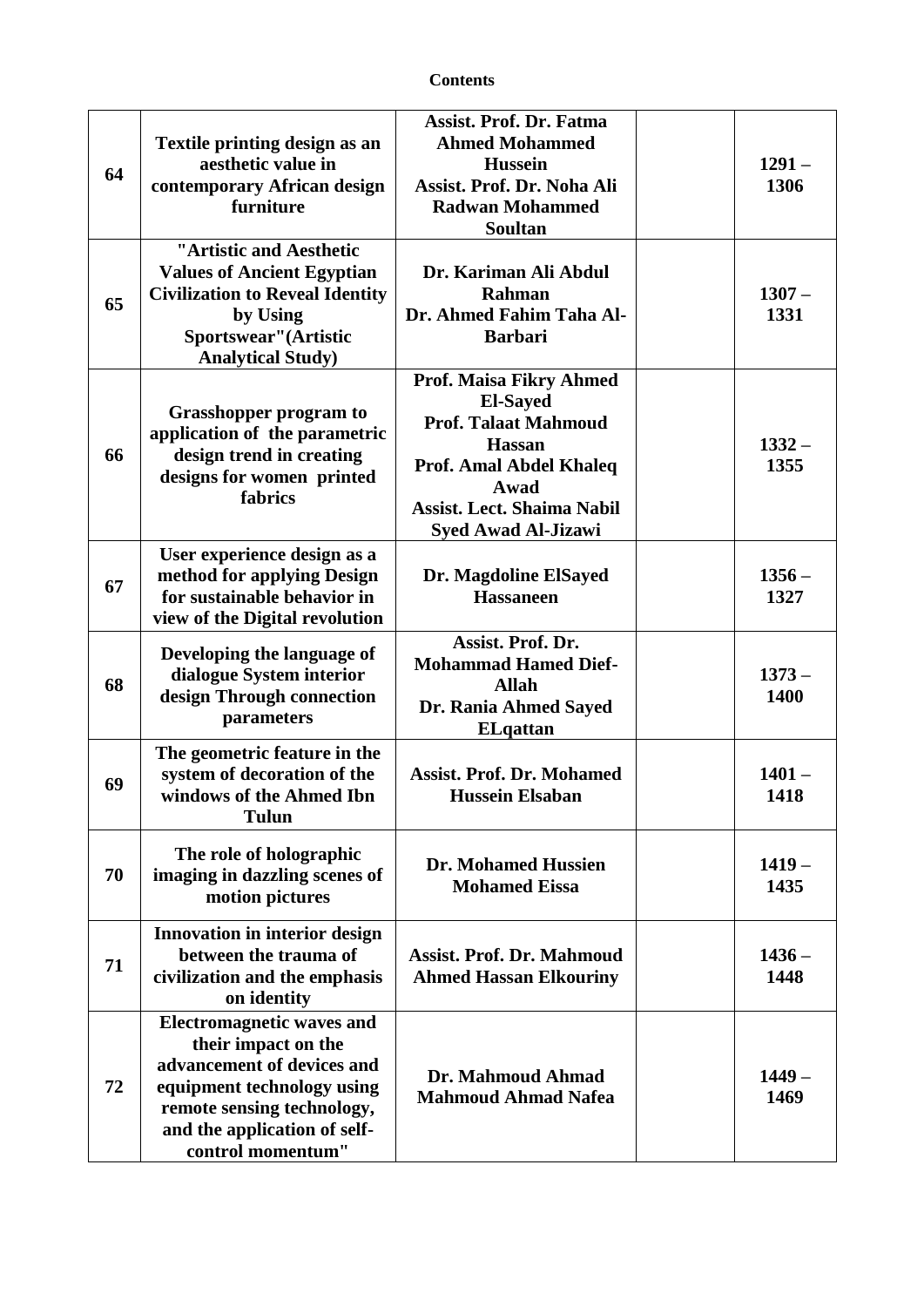**Contents**

| | | | | |
|---|---|---|---|---|
| **64** | **Textile printing design as an aesthetic value in contemporary African design furniture** | **Assist. Prof. Dr. Fatma Ahmed Mohammed Hussein Assist. Prof. Dr. Noha Ali Radwan Mohammed Soultan** | | **1291 – 1306** |
| **65** | **"Artistic and Aesthetic Values of Ancient Egyptian Civilization to Reveal Identity by Using Sportswear"(Artistic Analytical Study)** | **Dr. Kariman Ali Abdul Rahman Dr. Ahmed Fahim Taha Al-Barbari** | | **1307 – 1331** |
| **66** | **Grasshopper program to application of the parametric design trend in creating designs for women printed fabrics** | **Prof. Maisa Fikry Ahmed El-Sayed Prof. Talaat Mahmoud Hassan Prof. Amal Abdel Khaleq Awad Assist. Lect. Shaima Nabil Syed Awad Al-Jizawi** | | **1332 – 1355** |
| **67** | **User experience design as a method for applying Design for sustainable behavior in view of the Digital revolution** | **Dr. Magdoline ElSayed Hassaneen** | | **1356 – 1327** |
| **68** | **Developing the language of dialogue System interior design Through connection parameters** | **Assist. Prof. Dr. Mohammad Hamed Dief-Allah Dr. Rania Ahmed Sayed ELqattan** | | **1373 – 1400** |
| **69** | **The geometric feature in the system of decoration of the windows of the Ahmed Ibn Tulun** | **Assist. Prof. Dr. Mohamed Hussein Elsaban** | | **1401 – 1418** |
| **70** | **The role of holographic imaging in dazzling scenes of motion pictures** | **Dr. Mohamed Hussien Mohamed Eissa** | | **1419 – 1435** |
| **71** | **Innovation in interior design between the trauma of civilization and the emphasis on identity** | **Assist. Prof. Dr. Mahmoud Ahmed Hassan Elkouriny** | | **1436 – 1448** |
| **72** | **Electromagnetic waves and their impact on the advancement of devices and equipment technology using remote sensing technology, and the application of self-control momentum"** | **Dr. Mahmoud Ahmad Mahmoud Ahmad Nafea** | | **1449 – 1469** |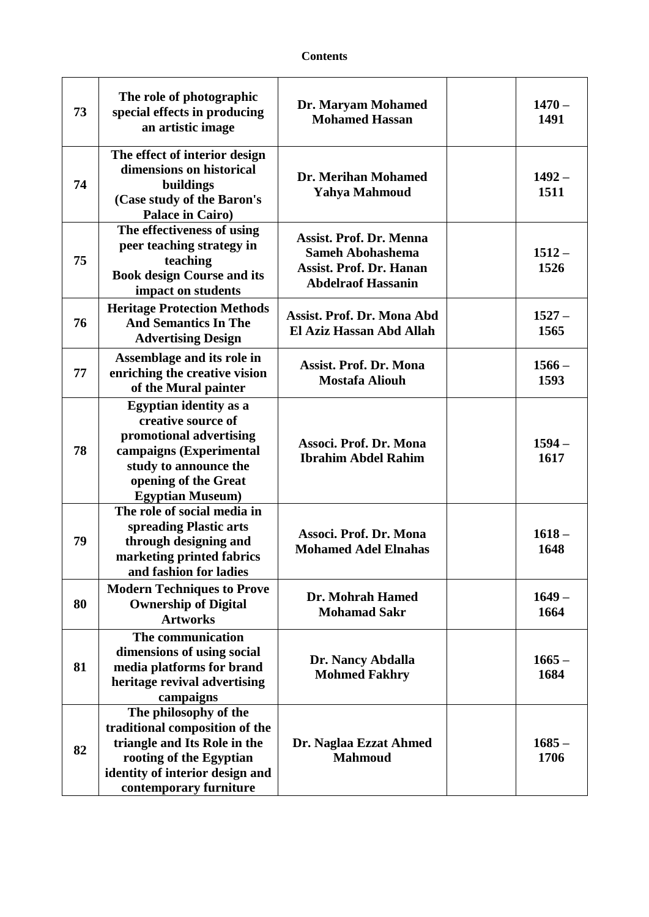**Contents**

| | | | | |
|---|---|---|---|---|
| **73** | **The role of photographic special effects in producing an artistic image** | **Dr. Maryam Mohamed Mohamed Hassan** | | **1470 – 1491** |
| **74** | **The effect of interior design dimensions on historical buildings (Case study of the Baron's Palace in Cairo)** | **Dr. Merihan Mohamed Yahya Mahmoud** | | **1492 – 1511** |
| **75** | **The effectiveness of using peer teaching strategy in teaching Book design Course and its impact on students** | **Assist. Prof. Dr. Menna Sameh Abohashema Assist. Prof. Dr. Hanan Abdelraof Hassanin** | | **1512 – 1526** |
| **76** | **Heritage Protection Methods And Semantics In The Advertising Design** | **Assist. Prof. Dr. Mona Abd El Aziz Hassan Abd Allah** | | **1527 – 1565** |
| **77** | **Assemblage and its role in enriching the creative vision of the Mural painter** | **Assist. Prof. Dr. Mona Mostafa Aliouh** | | **1566 – 1593** |
| **78** | **Egyptian identity as a creative source of promotional advertising campaigns (Experimental study to announce the opening of the Great Egyptian Museum)** | **Associ. Prof. Dr. Mona Ibrahim Abdel Rahim** | | **1594 – 1617** |
| **79** | **The role of social media in spreading Plastic arts through designing and marketing printed fabrics and fashion for ladies** | **Associ. Prof. Dr. Mona Mohamed Adel Elnahas** | | **1618 – 1648** |
| **80** | **Modern Techniques to Prove Ownership of Digital Artworks** | **Dr. Mohrah Hamed Mohamad Sakr** | | **1649 – 1664** |
| **81** | **The communication dimensions of using social media platforms for brand heritage revival advertising campaigns** | **Dr. Nancy Abdalla Mohmed Fakhry** | | **1665 – 1684** |
| **82** | **The philosophy of the traditional composition of the triangle and Its Role in the rooting of the Egyptian identity of interior design and contemporary furniture** | **Dr. Naglaa Ezzat Ahmed Mahmoud** | | **1685 – 1706** |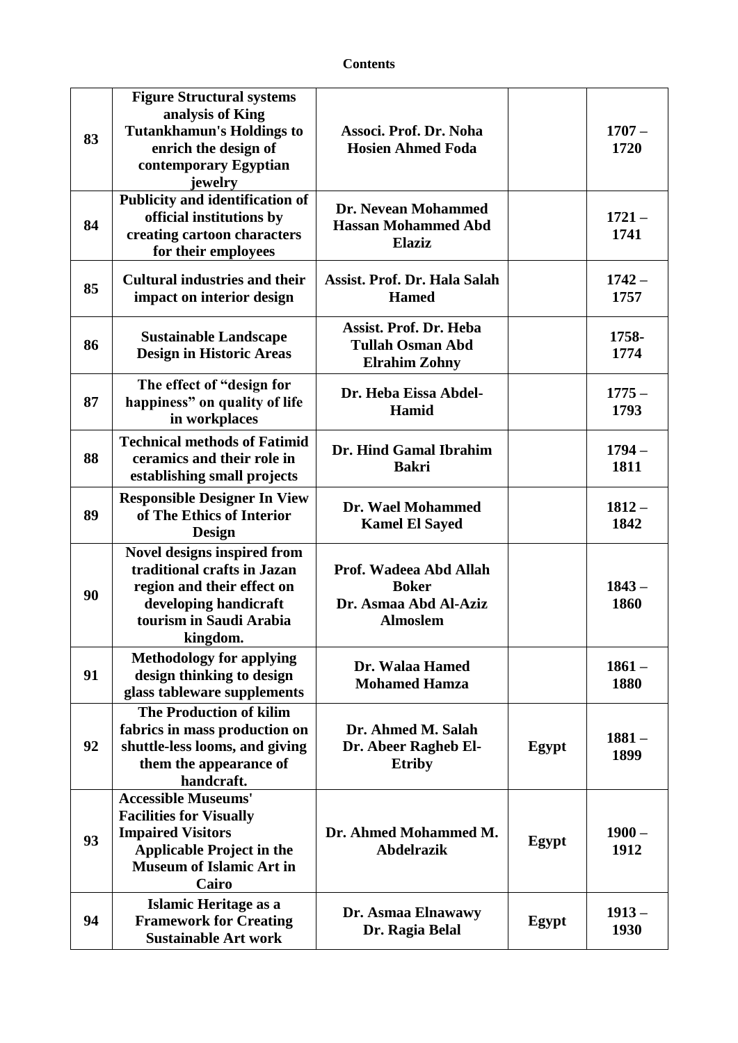**Contents**

| | | | | |
|---|---|---|---|---|
| 83 | **Figure Structural systems analysis of King Tutankhamun's Holdings to enrich the design of contemporary Egyptian jewelry** | **Associ. Prof. Dr. Noha Hosien Ahmed Foda** | | **1707 – 1720** |
| 84 | **Publicity and identification of official institutions by creating cartoon characters for their employees** | **Dr. Nevean Mohammed Hassan Mohammed Abd Elaziz** | | **1721 – 1741** |
| 85 | **Cultural industries and their impact on interior design** | **Assist. Prof. Dr. Hala Salah Hamed** | | **1742 – 1757** |
| 86 | **Sustainable Landscape Design in Historic Areas** | **Assist. Prof. Dr. Heba Tullah Osman Abd Elrahim Zohny** | | **1758- 1774** |
| 87 | **The effect of "design for happiness" on quality of life in workplaces** | **Dr. Heba Eissa Abdel-Hamid** | | **1775 – 1793** |
| 88 | **Technical methods of Fatimid ceramics and their role in establishing small projects** | **Dr. Hind Gamal Ibrahim Bakri** | | **1794 – 1811** |
| 89 | **Responsible Designer In View of The Ethics of Interior Design** | **Dr. Wael Mohammed Kamel El Sayed** | | **1812 – 1842** |
| 90 | **Novel designs inspired from traditional crafts in Jazan region and their effect on developing handicraft tourism in Saudi Arabia kingdom.** | **Prof. Wadeea Abd Allah Boker**<br>**Dr. Asmaa Abd Al-Aziz Almoslem** | | **1843 – 1860** |
| 91 | **Methodology for applying design thinking to design glass tableware supplements** | **Dr. Walaa Hamed Mohamed Hamza** | | **1861 – 1880** |
| 92 | **The Production of kilim fabrics in mass production on shuttle-less looms, and giving them the appearance of handcraft.** | **Dr. Ahmed M. Salah**<br>**Dr. Abeer Ragheb El-Etriby** | **Egypt** | **1881 – 1899** |
| 93 | **Accessible Museums' Facilities for Visually Impaired Visitors Applicable Project in the Museum of Islamic Art in Cairo** | **Dr. Ahmed Mohammed M. Abdelrazik** | **Egypt** | **1900 – 1912** |
| 94 | **Islamic Heritage as a Framework for Creating Sustainable Art work** | **Dr. Asmaa Elnawawy**<br>**Dr. Ragia Belal** | **Egypt** | **1913 – 1930** |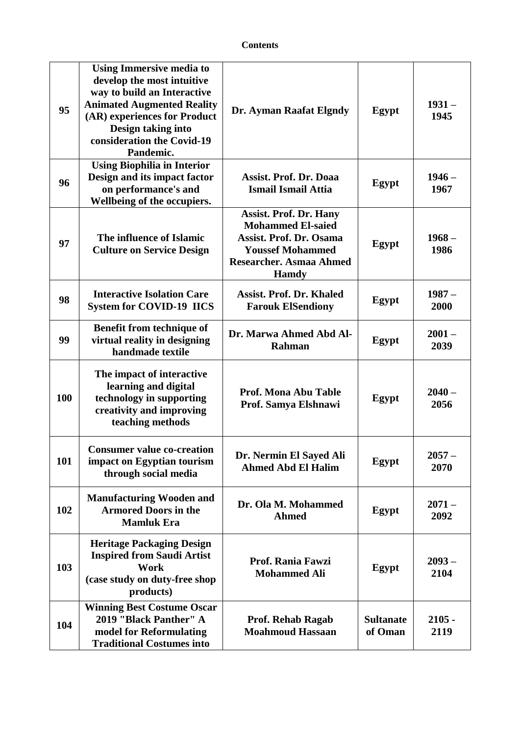**Contents**

| | | | | |
|---|---|---|---|---|
| **95** | **Using Immersive media to develop the most intuitive way to build an Interactive Animated Augmented Reality (AR) experiences for Product Design taking into consideration the Covid-19 Pandemic.** | **Dr. Ayman Raafat Elgndy** | **Egypt** | **1931 – 1945** |
| **96** | **Using Biophilia in Interior Design and its impact factor on performance's and Wellbeing of the occupiers.** | **Assist. Prof. Dr. Doaa Ismail Ismail Attia** | **Egypt** | **1946 – 1967** |
| **97** | **The influence of Islamic Culture on Service Design** | **Assist. Prof. Dr. Hany Mohammed El-saied Assist. Prof. Dr. Osama Youssef Mohammed Researcher. Asmaa Ahmed Hamdy** | **Egypt** | **1968 – 1986** |
| **98** | **Interactive Isolation Care System for COVID-19 IICS** | **Assist. Prof. Dr. Khaled Farouk ElSendiony** | **Egypt** | **1987 – 2000** |
| **99** | **Benefit from technique of virtual reality in designing handmade textile** | **Dr. Marwa Ahmed Abd Al-Rahman** | **Egypt** | **2001 – 2039** |
| **100** | **The impact of interactive learning and digital technology in supporting creativity and improving teaching methods** | **Prof. Mona Abu Table Prof. Samya Elshnawi** | **Egypt** | **2040 – 2056** |
| **101** | **Consumer value co-creation impact on Egyptian tourism through social media** | **Dr. Nermin El Sayed Ali Ahmed Abd El Halim** | **Egypt** | **2057 – 2070** |
| **102** | **Manufacturing Wooden and Armored Doors in the Mamluk Era** | **Dr. Ola M. Mohammed Ahmed** | **Egypt** | **2071 – 2092** |
| **103** | **Heritage Packaging Design Inspired from Saudi Artist Work (case study on duty-free shop products)** | **Prof. Rania Fawzi Mohammed Ali** | **Egypt** | **2093 – 2104** |
| **104** | **Winning Best Costume Oscar 2019 "Black Panther" A model for Reformulating Traditional Costumes into** | **Prof. Rehab Ragab Moahmoud Hassaan** | **Sultanate of Oman** | **2105 - 2119** |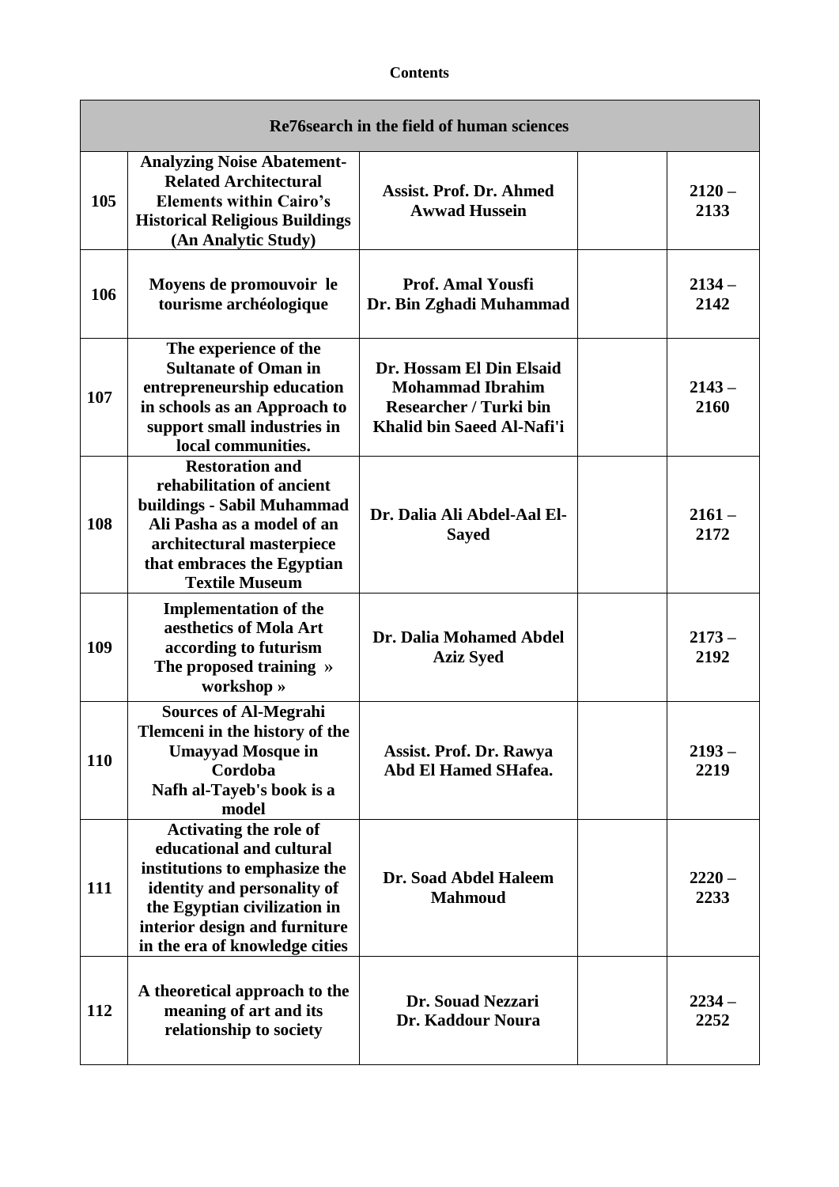**Contents**

| Re76search in the field of human sciences | | | | |
|---|---|---|---|---|
| **105** | **Analyzing Noise Abatement-Related Architectural Elements within Cairo's Historical Religious Buildings (An Analytic Study)** | **Assist. Prof. Dr. Ahmed Awwad Hussein** | | **2120 – 2133** |
| **106** | **Moyens de promouvoir le tourisme archéologique** | **Prof. Amal Yousfi Dr. Bin Zghadi Muhammad** | | **2134 – 2142** |
| **107** | **The experience of the Sultanate of Oman in entrepreneurship education in schools as an Approach to support small industries in local communities.** | **Dr. Hossam El Din Elsaid Mohammad Ibrahim Researcher / Turki bin Khalid bin Saeed Al-Nafi'i** | | **2143 – 2160** |
| **108** | **Restoration and rehabilitation of ancient buildings - Sabil Muhammad Ali Pasha as a model of an architectural masterpiece that embraces the Egyptian Textile Museum** | **Dr. Dalia Ali Abdel-Aal El-Sayed** | | **2161 – 2172** |
| **109** | **Implementation of the aesthetics of Mola Art according to futurism The proposed training » workshop »** | **Dr. Dalia Mohamed Abdel Aziz Syed** | | **2173 – 2192** |
| **110** | **Sources of Al-Megrahi Tlemceni in the history of the Umayyad Mosque in Cordoba Nafh al-Tayeb's book is a model** | **Assist. Prof. Dr. Rawya Abd El Hamed SHafea.** | | **2193 – 2219** |
| **111** | **Activating the role of educational and cultural institutions to emphasize the identity and personality of the Egyptian civilization in interior design and furniture in the era of knowledge cities** | **Dr. Soad Abdel Haleem Mahmoud** | | **2220 – 2233** |
| **112** | **A theoretical approach to the meaning of art and its relationship to society** | **Dr. Souad Nezzari Dr. Kaddour Noura** | | **2234 – 2252** |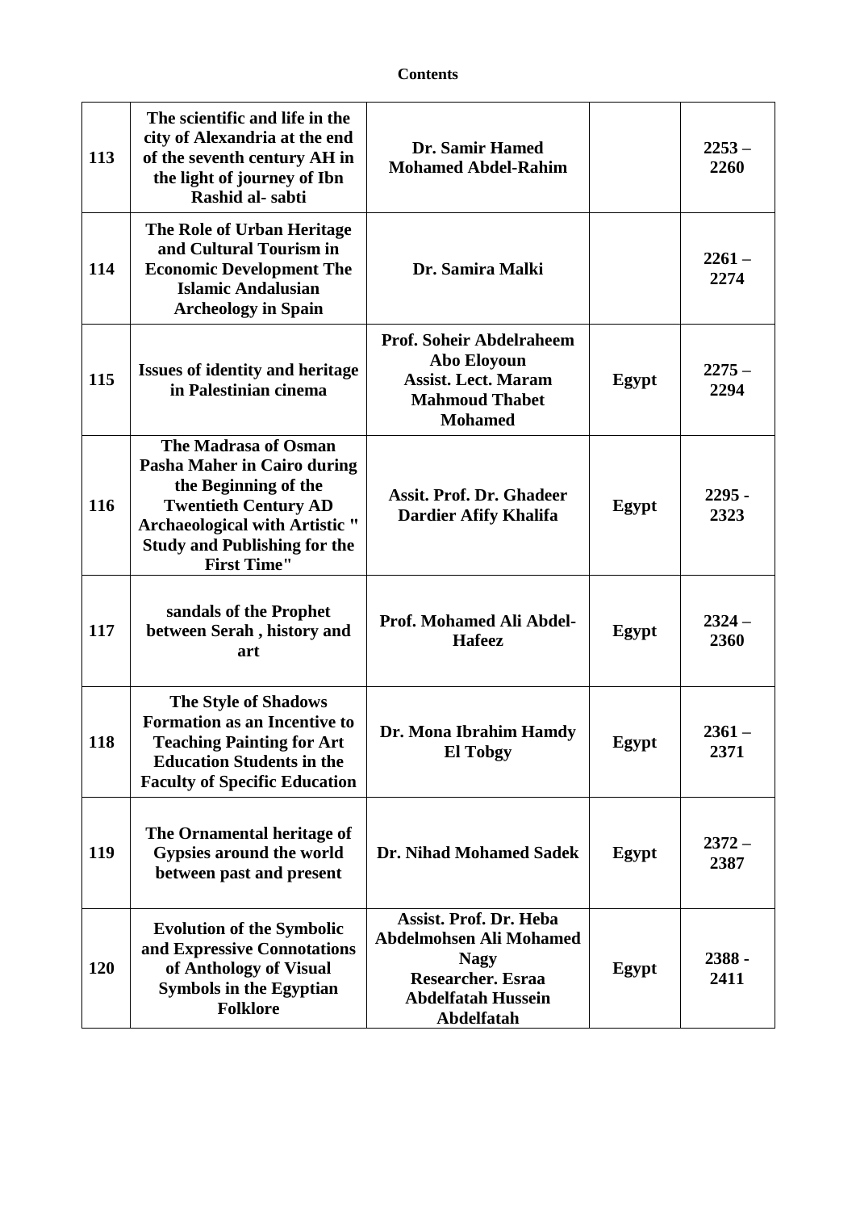**Contents**

| | | | | |
|---|---|---|---|---|
| **113** | **The scientific and life in the city of Alexandria at the end of the seventh century AH in the light of journey of Ibn Rashid al- sabti** | **Dr. Samir Hamed Mohamed Abdel-Rahim** | | **2253 – 2260** |
| **114** | **The Role of Urban Heritage and Cultural Tourism in Economic Development The Islamic Andalusian Archeology in Spain** | **Dr. Samira Malki** | | **2261 – 2274** |
| **115** | **Issues of identity and heritage in Palestinian cinema** | **Prof. Soheir Abdelraheem Abo Eloyoun Assist. Lect. Maram Mahmoud Thabet Mohamed** | **Egypt** | **2275 – 2294** |
| **116** | **The Madrasa of Osman Pasha Maher in Cairo during the Beginning of the Twentieth Century AD Archaeological with Artistic " Study and Publishing for the First Time"** | **Assit. Prof. Dr. Ghadeer Dardier Afify Khalifa** | **Egypt** | **2295 - 2323** |
| **117** | **sandals of the Prophet between Serah , history and art** | **Prof. Mohamed Ali Abdel-Hafeez** | **Egypt** | **2324 – 2360** |
| **118** | **The Style of Shadows Formation as an Incentive to Teaching Painting for Art Education Students in the Faculty of Specific Education** | **Dr. Mona Ibrahim Hamdy El Tobgy** | **Egypt** | **2361 – 2371** |
| **119** | **The Ornamental heritage of Gypsies around the world between past and present** | **Dr. Nihad Mohamed Sadek** | **Egypt** | **2372 – 2387** |
| **120** | **Evolution of the Symbolic and Expressive Connotations of Anthology of Visual Symbols in the Egyptian Folklore** | **Assist. Prof. Dr. Heba Abdelmohsen Ali Mohamed Nagy Researcher. Esraa Abdelfatah Hussein Abdelfatah** | **Egypt** | **2388 - 2411** |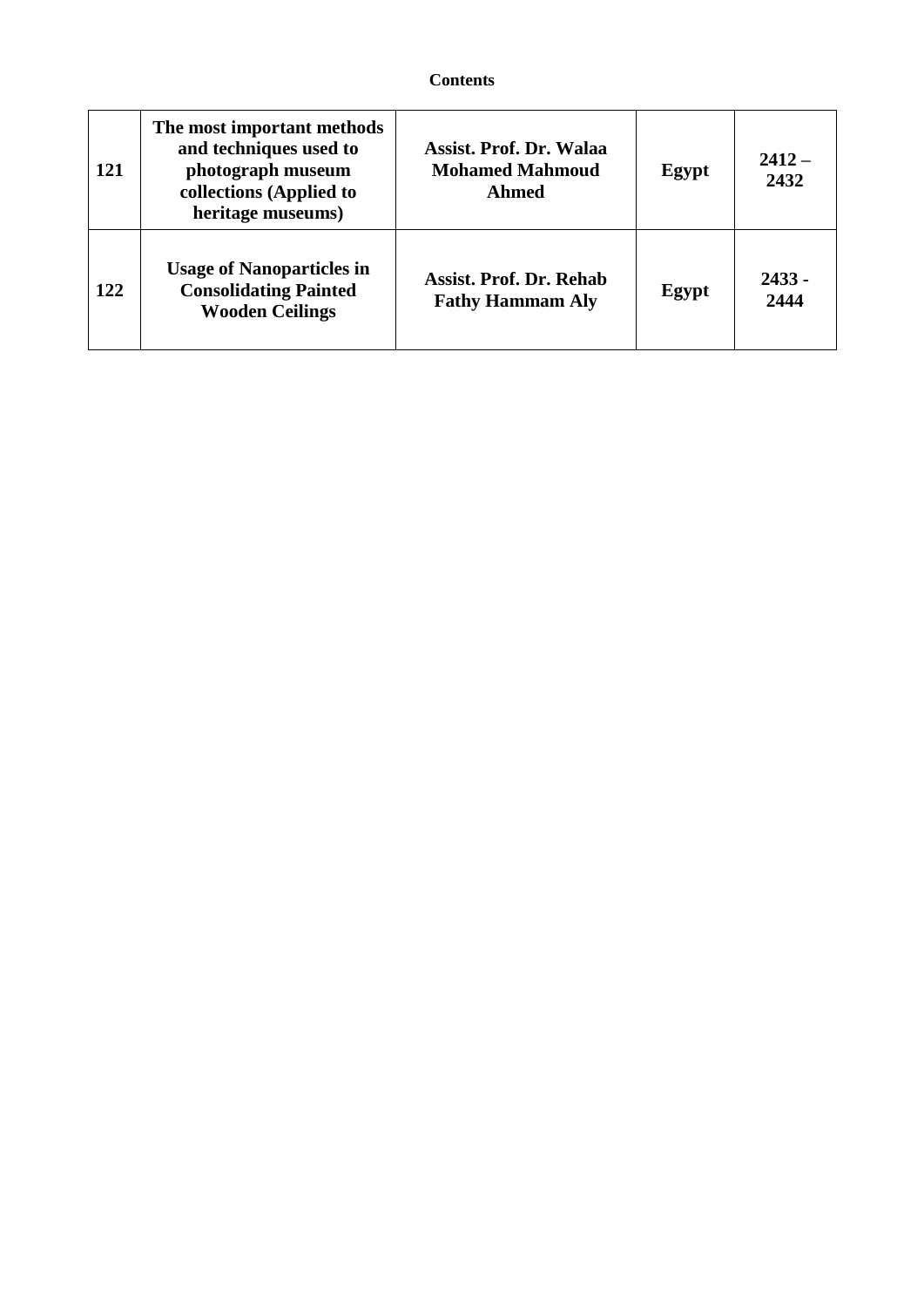**Contents**

| | | | | |
|---|---|---|---|---|
| **121** | **The most important methods and techniques used to photograph museum collections (Applied to heritage museums)** | **Assist. Prof. Dr. Walaa Mohamed Mahmoud Ahmed** | **Egypt** | **2412 – 2432** |
| **122** | **Usage of Nanoparticles in Consolidating Painted Wooden Ceilings** | **Assist. Prof. Dr. Rehab Fathy Hammam Aly** | **Egypt** | **2433 - 2444** |